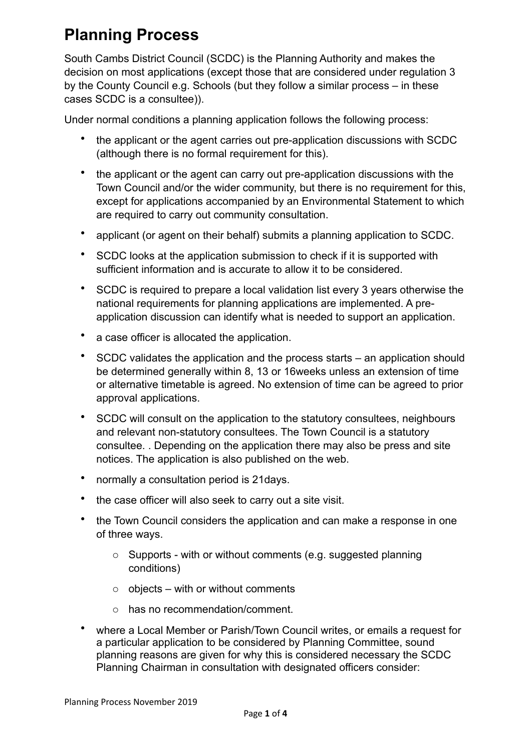# Planning Process

South Cambs District Council (SCDC) is the Planning Authority and makes the decision on most applications (except those that are considered under regulation 3 by the County Council e.g. Schools (but they follow a similar process – in these cases SCDC is a consultee)).

Under normal conditions a planning application follows the following process:

- the applicant or the agent carries out pre-application discussions with SCDC (although there is no formal requirement for this).
- the applicant or the agent can carry out pre-application discussions with the Town Council and/or the wider community, but there is no requirement for this, except for applications accompanied by an Environmental Statement to which are required to carry out community consultation.
- applicant (or agent on their behalf) submits a planning application to SCDC.
- SCDC looks at the application submission to check if it is supported with sufficient information and is accurate to allow it to be considered.
- SCDC is required to prepare a local validation list every 3 years otherwise the national requirements for planning applications are implemented. A pre-application discussion can identify what is needed to support an application.
- a case officer is allocated the application.
- SCDC validates the application and the process starts – an application should be determined generally within 8, 13 or 16weeks unless an extension of time or alternative timetable is agreed. No extension of time can be agreed to prior approval applications.
- SCDC will consult on the application to the statutory consultees, neighbours and relevant non-statutory consultees. The Town Council is a statutory consultee. . Depending on the application there may also be press and site notices. The application is also published on the web.
- normally a consultation period is 21days.
- the case officer will also seek to carry out a site visit.
- the Town Council considers the application and can make a response in one of three ways.
  - Supports - with or without comments (e.g. suggested planning conditions)
  - objects – with or without comments
  - has no recommendation/comment.
- where a Local Member or Parish/Town Council writes, or emails a request for a particular application to be considered by Planning Committee, sound planning reasons are given for why this is considered necessary the SCDC Planning Chairman in consultation with designated officers consider:

Planning Process November 2019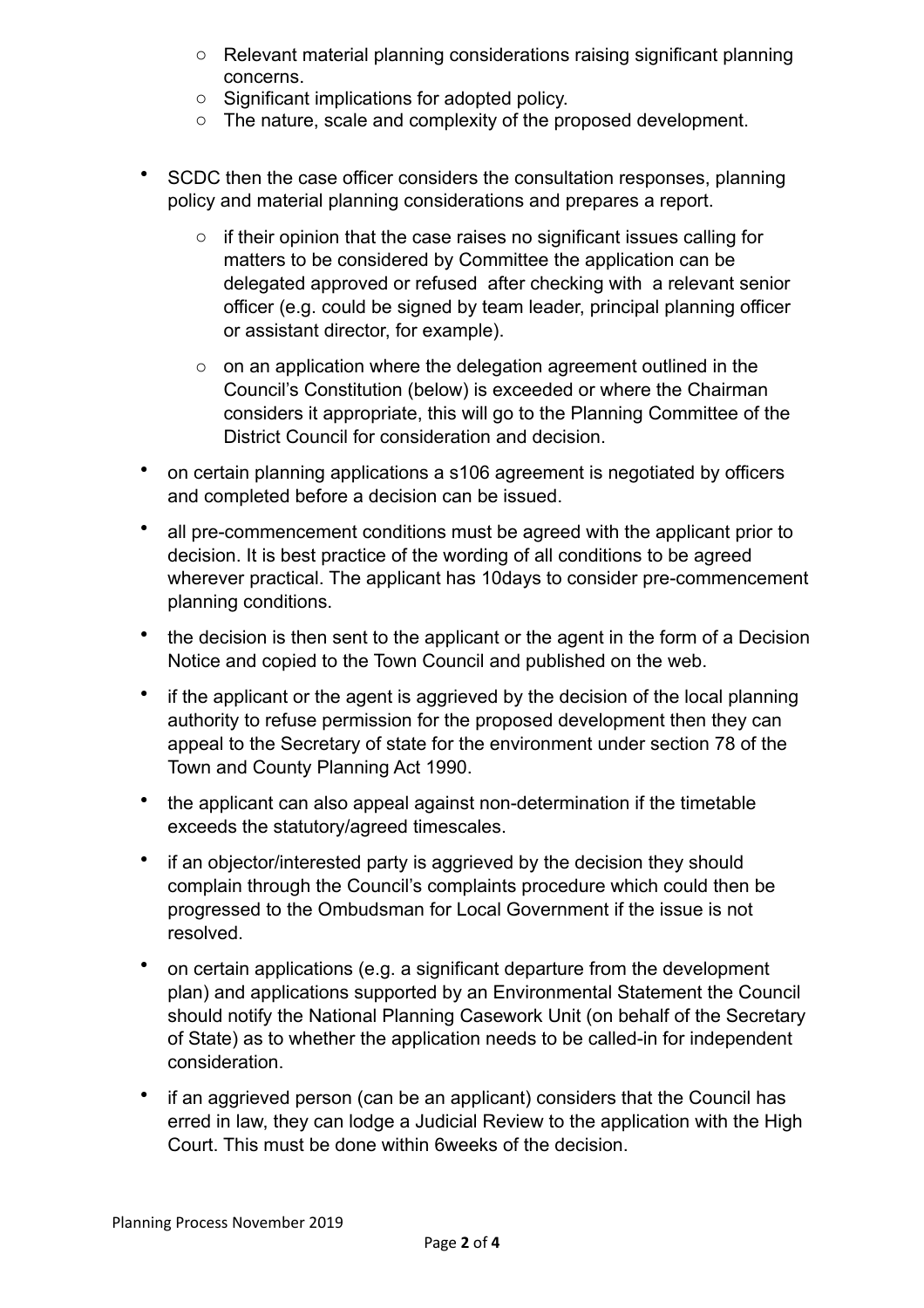- Relevant material planning considerations raising significant planning concerns.
  - Significant implications for adopted policy.
  - The nature, scale and complexity of the proposed development.

- SCDC then the case officer considers the consultation responses, planning policy and material planning considerations and prepares a report.
  - if their opinion that the case raises no significant issues calling for matters to be considered by Committee the application can be delegated approved or refused after checking with a relevant senior officer (e.g. could be signed by team leader, principal planning officer or assistant director, for example).
  - on an application where the delegation agreement outlined in the Council's Constitution (below) is exceeded or where the Chairman considers it appropriate, this will go to the Planning Committee of the District Council for consideration and decision.
- on certain planning applications a s106 agreement is negotiated by officers and completed before a decision can be issued.
- all pre-commencement conditions must be agreed with the applicant prior to decision. It is best practice of the wording of all conditions to be agreed wherever practical. The applicant has 10days to consider pre-commencement planning conditions.
- the decision is then sent to the applicant or the agent in the form of a Decision Notice and copied to the Town Council and published on the web.
- if the applicant or the agent is aggrieved by the decision of the local planning authority to refuse permission for the proposed development then they can appeal to the Secretary of state for the environment under section 78 of the Town and County Planning Act 1990.
- the applicant can also appeal against non-determination if the timetable exceeds the statutory/agreed timescales.
- if an objector/interested party is aggrieved by the decision they should complain through the Council's complaints procedure which could then be progressed to the Ombudsman for Local Government if the issue is not resolved.
- on certain applications (e.g. a significant departure from the development plan) and applications supported by an Environmental Statement the Council should notify the National Planning Casework Unit (on behalf of the Secretary of State) as to whether the application needs to be called-in for independent consideration.
- if an aggrieved person (can be an applicant) considers that the Council has erred in law, they can lodge a Judicial Review to the application with the High Court. This must be done within 6weeks of the decision.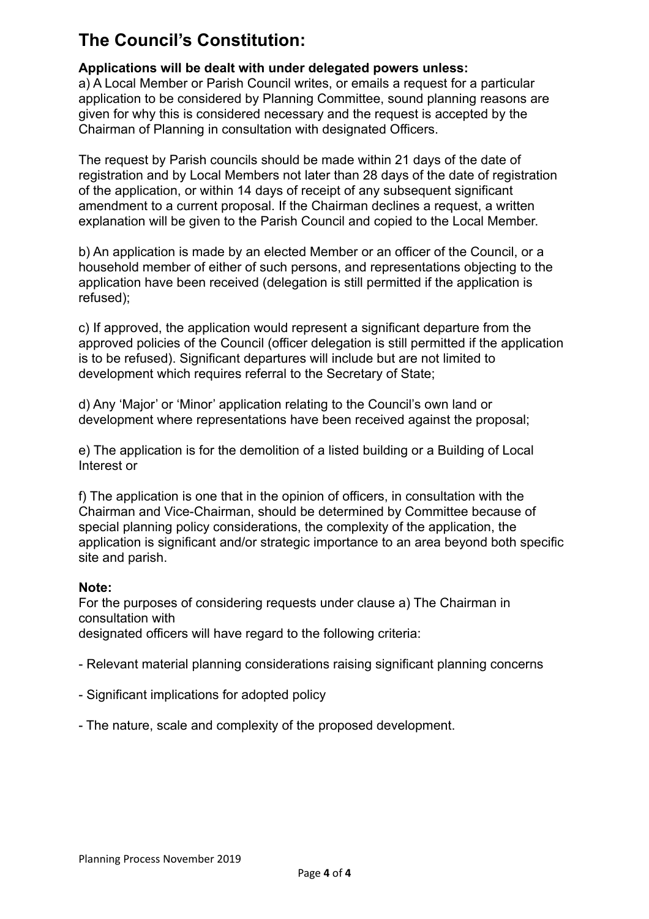# The Council's Constitution:

**Applications will be dealt with under delegated powers unless:**

a) A Local Member or Parish Council writes, or emails a request for a particular application to be considered by Planning Committee, sound planning reasons are given for why this is considered necessary and the request is accepted by the Chairman of Planning in consultation with designated Officers.

The request by Parish councils should be made within 21 days of the date of registration and by Local Members not later than 28 days of the date of registration of the application, or within 14 days of receipt of any subsequent significant amendment to a current proposal. If the Chairman declines a request, a written explanation will be given to the Parish Council and copied to the Local Member.

b) An application is made by an elected Member or an officer of the Council, or a household member of either of such persons, and representations objecting to the application have been received (delegation is still permitted if the application is refused);

c) If approved, the application would represent a significant departure from the approved policies of the Council (officer delegation is still permitted if the application is to be refused). Significant departures will include but are not limited to development which requires referral to the Secretary of State;

d) Any 'Major' or 'Minor' application relating to the Council's own land or development where representations have been received against the proposal;

e) The application is for the demolition of a listed building or a Building of Local Interest or

f) The application is one that in the opinion of officers, in consultation with the Chairman and Vice-Chairman, should be determined by Committee because of special planning policy considerations, the complexity of the application, the application is significant and/or strategic importance to an area beyond both specific site and parish.

**Note:**

For the purposes of considering requests under clause a) The Chairman in consultation with
designated officers will have regard to the following criteria:

- Relevant material planning considerations raising significant planning concerns

- Significant implications for adopted policy

- The nature, scale and complexity of the proposed development.